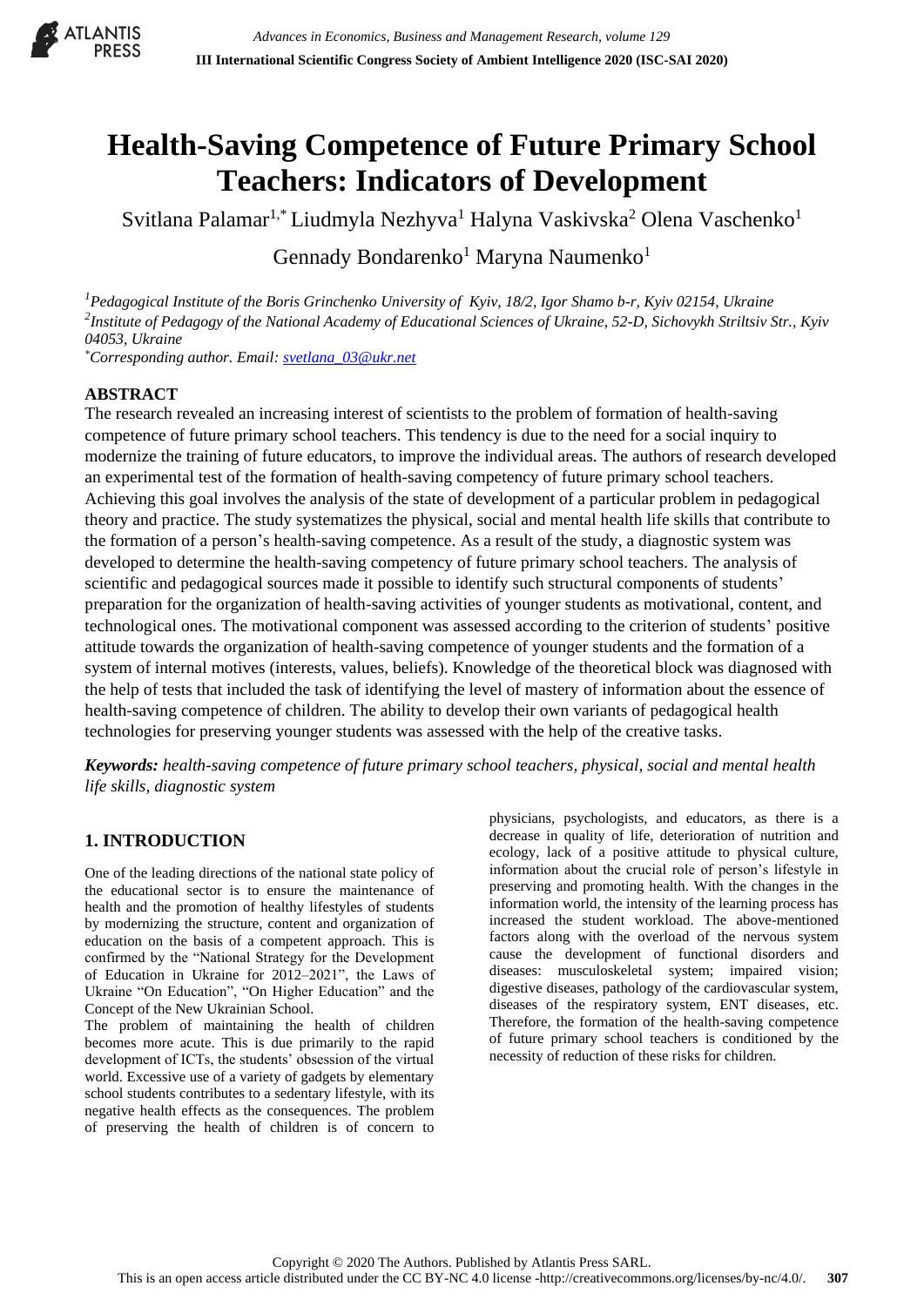# Health-Saving Competence of Future Primary School Teachers: Indicators of Development

Svitlana Palamar[1,*] Liudmyla Nezhyva[1] Halyna Vaskivska[2] Olena Vaschenko[1]

Gennady Bondarenko[1] Maryna Naumenko[1]

[1]*Pedagogical Institute of the Boris Grinchenko University of Kyiv, 18/2, Igor Shamo b-r, Kyiv 02154, Ukraine*
[2]*Institute of Pedagogy of the National Academy of Educational Sciences of Ukraine, 52-D, Sichovykh Striltsiv Str., Kyiv 04053, Ukraine*
[*]*Corresponding author. Email: svetlana_03@ukr.net*

## ABSTRACT

The research revealed an increasing interest of scientists to the problem of formation of health-saving competence of future primary school teachers. This tendency is due to the need for a social inquiry to modernize the training of future educators, to improve the individual areas. The authors of research developed an experimental test of the formation of health-saving competency of future primary school teachers. Achieving this goal involves the analysis of the state of development of a particular problem in pedagogical theory and practice. The study systematizes the physical, social and mental health life skills that contribute to the formation of a person's health-saving competence. As a result of the study, a diagnostic system was developed to determine the health-saving competency of future primary school teachers. The analysis of scientific and pedagogical sources made it possible to identify such structural components of students' preparation for the organization of health-saving activities of younger students as motivational, content, and technological ones. The motivational component was assessed according to the criterion of students' positive attitude towards the organization of health-saving competence of younger students and the formation of a system of internal motives (interests, values, beliefs). Knowledge of the theoretical block was diagnosed with the help of tests that included the task of identifying the level of mastery of information about the essence of health-saving competence of children. The ability to develop their own variants of pedagogical health technologies for preserving younger students was assessed with the help of the creative tasks.

***Keywords:*** *health-saving competence of future primary school teachers, physical, social and mental health life skills, diagnostic system*

## 1. INTRODUCTION

One of the leading directions of the national state policy of the educational sector is to ensure the maintenance of health and the promotion of healthy lifestyles of students by modernizing the structure, content and organization of education on the basis of a competent approach. This is confirmed by the "National Strategy for the Development of Education in Ukraine for 2012–2021", the Laws of Ukraine "On Education", "On Higher Education" and the Concept of the New Ukrainian School.

The problem of maintaining the health of children becomes more acute. This is due primarily to the rapid development of ICTs, the students' obsession of the virtual world. Excessive use of a variety of gadgets by elementary school students contributes to a sedentary lifestyle, with its negative health effects as the consequences. The problem of preserving the health of children is of concern to physicians, psychologists, and educators, as there is a decrease in quality of life, deterioration of nutrition and ecology, lack of a positive attitude to physical culture, information about the crucial role of person's lifestyle in preserving and promoting health. With the changes in the information world, the intensity of the learning process has increased the student workload. The above-mentioned factors along with the overload of the nervous system cause the development of functional disorders and diseases: musculoskeletal system; impaired vision; digestive diseases, pathology of the cardiovascular system, diseases of the respiratory system, ENT diseases, etc. Therefore, the formation of the health-saving competence of future primary school teachers is conditioned by the necessity of reduction of these risks for children.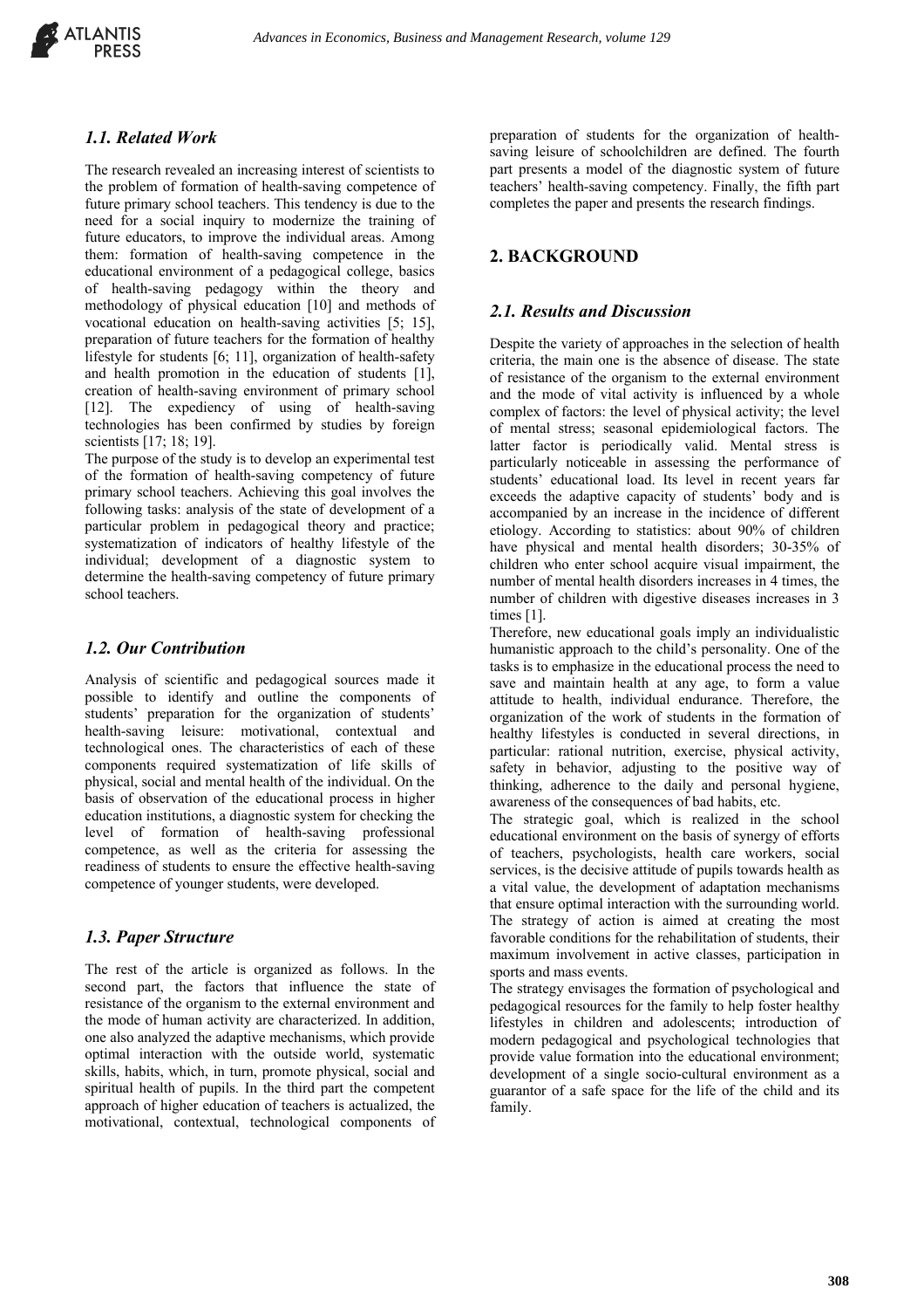### *1.1. Related Work*

The research revealed an increasing interest of scientists to the problem of formation of health-saving competence of future primary school teachers. This tendency is due to the need for a social inquiry to modernize the training of future educators, to improve the individual areas. Among them: formation of health-saving competence in the educational environment of a pedagogical college, basics of health-saving pedagogy within the theory and methodology of physical education [10] and methods of vocational education on health-saving activities [5; 15], preparation of future teachers for the formation of healthy lifestyle for students [6; 11], organization of health-safety and health promotion in the education of students [1], creation of health-saving environment of primary school [12]. The expediency of using of health-saving technologies has been confirmed by studies by foreign scientists [17; 18; 19].

The purpose of the study is to develop an experimental test of the formation of health-saving competency of future primary school teachers. Achieving this goal involves the following tasks: analysis of the state of development of a particular problem in pedagogical theory and practice; systematization of indicators of healthy lifestyle of the individual; development of a diagnostic system to determine the health-saving competency of future primary school teachers.

### *1.2. Our Contribution*

Analysis of scientific and pedagogical sources made it possible to identify and outline the components of students' preparation for the organization of students' health-saving leisure: motivational, contextual and technological ones. The characteristics of each of these components required systematization of life skills of physical, social and mental health of the individual. On the basis of observation of the educational process in higher education institutions, a diagnostic system for checking the level of formation of health-saving professional competence, as well as the criteria for assessing the readiness of students to ensure the effective health-saving competence of younger students, were developed.

### *1.3. Paper Structure*

The rest of the article is organized as follows. In the second part, the factors that influence the state of resistance of the organism to the external environment and the mode of human activity are characterized. In addition, one also analyzed the adaptive mechanisms, which provide optimal interaction with the outside world, systematic skills, habits, which, in turn, promote physical, social and spiritual health of pupils. In the third part the competent approach of higher education of teachers is actualized, the motivational, contextual, technological components of preparation of students for the organization of health-saving leisure of schoolchildren are defined. The fourth part presents a model of the diagnostic system of future teachers' health-saving competency. Finally, the fifth part completes the paper and presents the research findings.

## 2. BACKGROUND

### *2.1. Results and Discussion*

Despite the variety of approaches in the selection of health criteria, the main one is the absence of disease. The state of resistance of the organism to the external environment and the mode of vital activity is influenced by a whole complex of factors: the level of physical activity; the level of mental stress; seasonal epidemiological factors. The latter factor is periodically valid. Mental stress is particularly noticeable in assessing the performance of students' educational load. Its level in recent years far exceeds the adaptive capacity of students' body and is accompanied by an increase in the incidence of different etiology. According to statistics: about 90% of children have physical and mental health disorders; 30-35% of children who enter school acquire visual impairment, the number of mental health disorders increases in 4 times, the number of children with digestive diseases increases in 3 times [1].

Therefore, new educational goals imply an individualistic humanistic approach to the child's personality. One of the tasks is to emphasize in the educational process the need to save and maintain health at any age, to form a value attitude to health, individual endurance. Therefore, the organization of the work of students in the formation of healthy lifestyles is conducted in several directions, in particular: rational nutrition, exercise, physical activity, safety in behavior, adjusting to the positive way of thinking, adherence to the daily and personal hygiene, awareness of the consequences of bad habits, etc.

The strategic goal, which is realized in the school educational environment on the basis of synergy of efforts of teachers, psychologists, health care workers, social services, is the decisive attitude of pupils towards health as a vital value, the development of adaptation mechanisms that ensure optimal interaction with the surrounding world. The strategy of action is aimed at creating the most favorable conditions for the rehabilitation of students, their maximum involvement in active classes, participation in sports and mass events.

The strategy envisages the formation of psychological and pedagogical resources for the family to help foster healthy lifestyles in children and adolescents; introduction of modern pedagogical and psychological technologies that provide value formation into the educational environment; development of a single socio-cultural environment as a guarantor of a safe space for the life of the child and its family.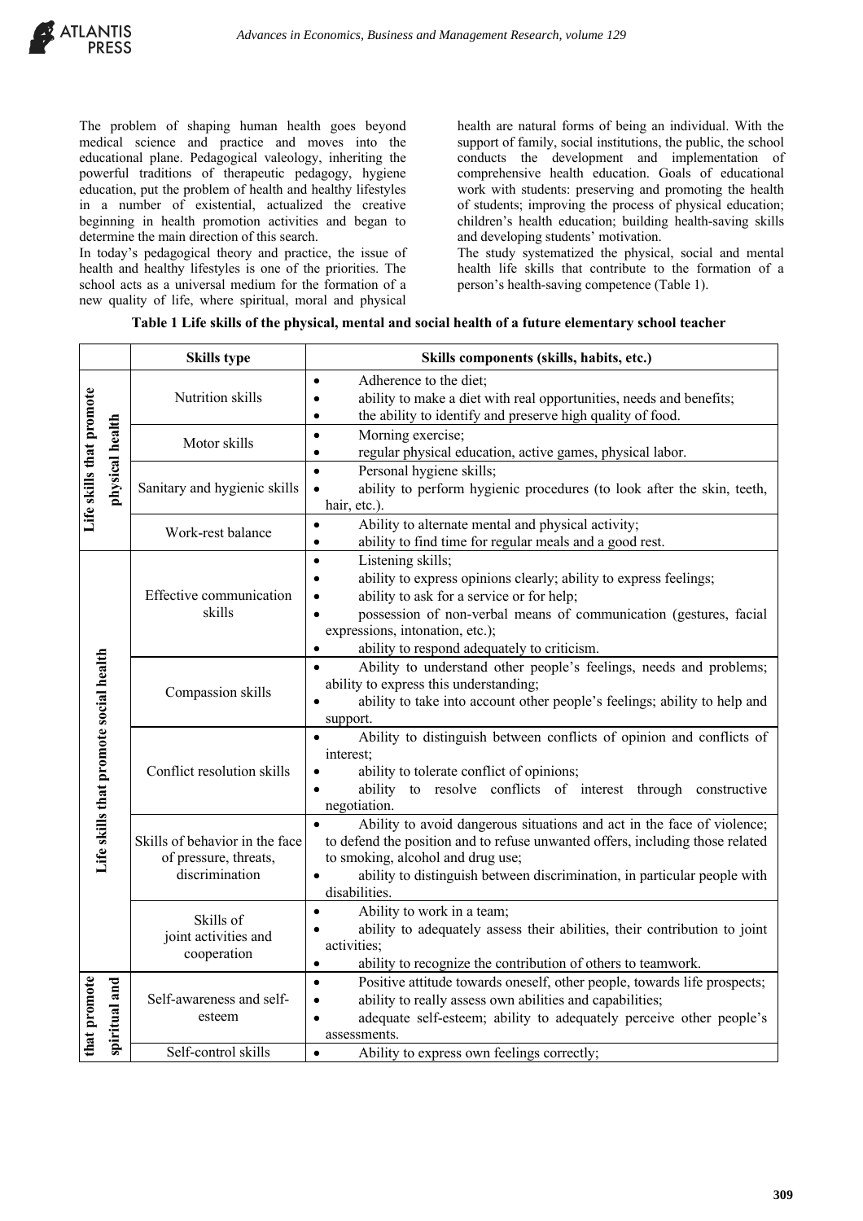The problem of shaping human health goes beyond medical science and practice and moves into the educational plane. Pedagogical valeology, inheriting the powerful traditions of therapeutic pedagogy, hygiene education, put the problem of health and healthy lifestyles in a number of existential, actualized the creative beginning in health promotion activities and began to determine the main direction of this search.

In today's pedagogical theory and practice, the issue of health and healthy lifestyles is one of the priorities. The school acts as a universal medium for the formation of a new quality of life, where spiritual, moral and physical health are natural forms of being an individual. With the support of family, social institutions, the public, the school conducts the development and implementation of comprehensive health education. Goals of educational work with students: preserving and promoting the health of students; improving the process of physical education; children's health education; building health-saving skills and developing students' motivation.

The study systematized the physical, social and mental health life skills that contribute to the formation of a person's health-saving competence (Table 1).

**Table 1 Life skills of the physical, mental and social health of a future elementary school teacher**

| | Skills type | Skills components (skills, habits, etc.) |
|---|---|---|
| Life skills that promote physical health | Nutrition skills | • Adherence to the diet;<br>• ability to make a diet with real opportunities, needs and benefits;<br>• the ability to identify and preserve high quality of food. |
| | Motor skills | • Morning exercise;<br>• regular physical education, active games, physical labor. |
| | Sanitary and hygienic skills | • Personal hygiene skills;<br>• ability to perform hygienic procedures (to look after the skin, teeth, hair, etc.). |
| | Work-rest balance | • Ability to alternate mental and physical activity;<br>• ability to find time for regular meals and a good rest. |
| Life skills that promote social health | Effective communication skills | • Listening skills;<br>• ability to express opinions clearly; ability to express feelings;<br>• ability to ask for a service or for help;<br>• possession of non-verbal means of communication (gestures, facial expressions, intonation, etc.);<br>• ability to respond adequately to criticism. |
| | Compassion skills | • Ability to understand other people's feelings, needs and problems; ability to express this understanding;<br>• ability to take into account other people's feelings; ability to help and support. |
| | Conflict resolution skills | • Ability to distinguish between conflicts of opinion and conflicts of interest;<br>• ability to tolerate conflict of opinions;<br>• ability to resolve conflicts of interest through constructive negotiation. |
| | Skills of behavior in the face of pressure, threats, discrimination | • Ability to avoid dangerous situations and act in the face of violence; to defend the position and to refuse unwanted offers, including those related to smoking, alcohol and drug use;<br>• ability to distinguish between discrimination, in particular people with disabilities. |
| | Skills of joint activities and cooperation | • Ability to work in a team;<br>• ability to adequately assess their abilities, their contribution to joint activities;<br>• ability to recognize the contribution of others to teamwork. |
| that promote spiritual and | Self-awareness and self-esteem | • Positive attitude towards oneself, other people, towards life prospects;<br>• ability to really assess own abilities and capabilities;<br>• adequate self-esteem; ability to adequately perceive other people's assessments. |
| | Self-control skills | • Ability to express own feelings correctly; |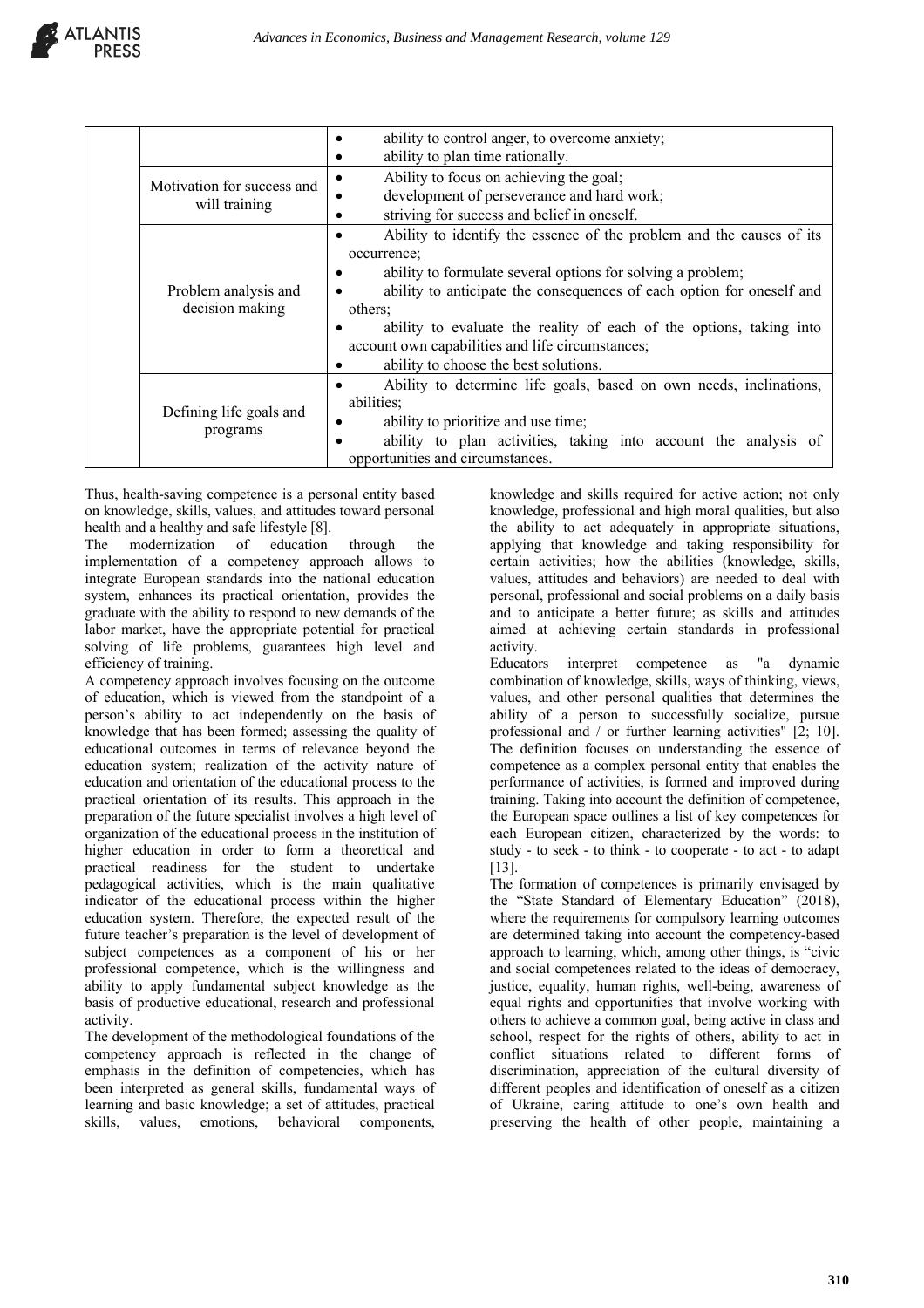|  |  |  |
|---|---|---|
|  |  | • ability to control anger, to overcome anxiety;<br>• ability to plan time rationally. |
|  | Motivation for success and will training | • Ability to focus on achieving the goal;<br>• development of perseverance and hard work;<br>• striving for success and belief in oneself. |
|  | Problem analysis and decision making | • Ability to identify the essence of the problem and the causes of its occurrence;<br>• ability to formulate several options for solving a problem;<br>• ability to anticipate the consequences of each option for oneself and others;<br>• ability to evaluate the reality of each of the options, taking into account own capabilities and life circumstances;<br>• ability to choose the best solutions. |
|  | Defining life goals and programs | • Ability to determine life goals, based on own needs, inclinations, abilities;<br>• ability to prioritize and use time;<br>• ability to plan activities, taking into account the analysis of opportunities and circumstances. |

Thus, health-saving competence is a personal entity based on knowledge, skills, values, and attitudes toward personal health and a healthy and safe lifestyle [8].

The modernization of education through the implementation of a competency approach allows to integrate European standards into the national education system, enhances its practical orientation, provides the graduate with the ability to respond to new demands of the labor market, have the appropriate potential for practical solving of life problems, guarantees high level and efficiency of training.

A competency approach involves focusing on the outcome of education, which is viewed from the standpoint of a person's ability to act independently on the basis of knowledge that has been formed; assessing the quality of educational outcomes in terms of relevance beyond the education system; realization of the activity nature of education and orientation of the educational process to the practical orientation of its results. This approach in the preparation of the future specialist involves a high level of organization of the educational process in the institution of higher education in order to form a theoretical and practical readiness for the student to undertake pedagogical activities, which is the main qualitative indicator of the educational process within the higher education system. Therefore, the expected result of the future teacher's preparation is the level of development of subject competences as a component of his or her professional competence, which is the willingness and ability to apply fundamental subject knowledge as the basis of productive educational, research and professional activity.

The development of the methodological foundations of the competency approach is reflected in the change of emphasis in the definition of competencies, which has been interpreted as general skills, fundamental ways of learning and basic knowledge; a set of attitudes, practical skills, values, emotions, behavioral components, knowledge and skills required for active action; not only knowledge, professional and high moral qualities, but also the ability to act adequately in appropriate situations, applying that knowledge and taking responsibility for certain activities; how the abilities (knowledge, skills, values, attitudes and behaviors) are needed to deal with personal, professional and social problems on a daily basis and to anticipate a better future; as skills and attitudes aimed at achieving certain standards in professional activity.

Educators interpret competence as "a dynamic combination of knowledge, skills, ways of thinking, views, values, and other personal qualities that determines the ability of a person to successfully socialize, pursue professional and / or further learning activities" [2; 10]. The definition focuses on understanding the essence of competence as a complex personal entity that enables the performance of activities, is formed and improved during training. Taking into account the definition of competence, the European space outlines a list of key competences for each European citizen, characterized by the words: to study - to seek - to think - to cooperate - to act - to adapt [13].

The formation of competences is primarily envisaged by the "State Standard of Elementary Education" (2018), where the requirements for compulsory learning outcomes are determined taking into account the competency-based approach to learning, which, among other things, is "civic and social competences related to the ideas of democracy, justice, equality, human rights, well-being, awareness of equal rights and opportunities that involve working with others to achieve a common goal, being active in class and school, respect for the rights of others, ability to act in conflict situations related to different forms of discrimination, appreciation of the cultural diversity of different peoples and identification of oneself as a citizen of Ukraine, caring attitude to one's own health and preserving the health of other people, maintaining a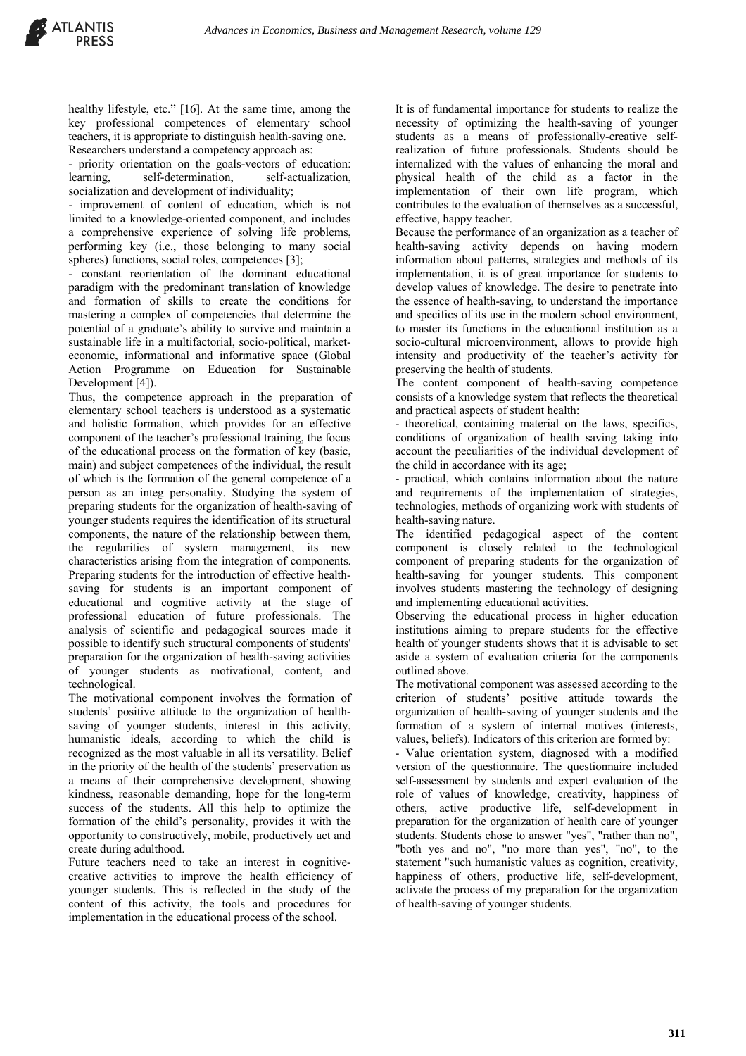healthy lifestyle, etc." [16]. At the same time, among the key professional competences of elementary school teachers, it is appropriate to distinguish health-saving one.
Researchers understand a competency approach as:

- priority orientation on the goals-vectors of education: learning, self-determination, self-actualization, socialization and development of individuality;
- improvement of content of education, which is not limited to a knowledge-oriented component, and includes a comprehensive experience of solving life problems, performing key (i.e., those belonging to many social spheres) functions, social roles, competences [3];
- constant reorientation of the dominant educational paradigm with the predominant translation of knowledge and formation of skills to create the conditions for mastering a complex of competencies that determine the potential of a graduate's ability to survive and maintain a sustainable life in a multifactorial, socio-political, market-economic, informational and informative space (Global Action Programme on Education for Sustainable Development [4]).

Thus, the competence approach in the preparation of elementary school teachers is understood as a systematic and holistic formation, which provides for an effective component of the teacher's professional training, the focus of the educational process on the formation of key (basic, main) and subject competences of the individual, the result of which is the formation of the general competence of a person as an integ personality. Studying the system of preparing students for the organization of health-saving of younger students requires the identification of its structural components, the nature of the relationship between them, the regularities of system management, its new characteristics arising from the integration of components. Preparing students for the introduction of effective health-saving for students is an important component of educational and cognitive activity at the stage of professional education of future professionals. The analysis of scientific and pedagogical sources made it possible to identify such structural components of students' preparation for the organization of health-saving activities of younger students as motivational, content, and technological.

The motivational component involves the formation of students' positive attitude to the organization of health-saving of younger students, interest in this activity, humanistic ideals, according to which the child is recognized as the most valuable in all its versatility. Belief in the priority of the health of the students' preservation as a means of their comprehensive development, showing kindness, reasonable demanding, hope for the long-term success of the students. All this help to optimize the formation of the child's personality, provides it with the opportunity to constructively, mobile, productively act and create during adulthood.

Future teachers need to take an interest in cognitive-creative activities to improve the health efficiency of younger students. This is reflected in the study of the content of this activity, the tools and procedures for implementation in the educational process of the school.

It is of fundamental importance for students to realize the necessity of optimizing the health-saving of younger students as a means of professionally-creative self-realization of future professionals. Students should be internalized with the values of enhancing the moral and physical health of the child as a factor in the implementation of their own life program, which contributes to the evaluation of themselves as a successful, effective, happy teacher.

Because the performance of an organization as a teacher of health-saving activity depends on having modern information about patterns, strategies and methods of its implementation, it is of great importance for students to develop values of knowledge. The desire to penetrate into the essence of health-saving, to understand the importance and specifics of its use in the modern school environment, to master its functions in the educational institution as a socio-cultural microenvironment, allows to provide high intensity and productivity of the teacher's activity for preserving the health of students.

The content component of health-saving competence consists of a knowledge system that reflects the theoretical and practical aspects of student health:

- theoretical, containing material on the laws, specifics, conditions of organization of health saving taking into account the peculiarities of the individual development of the child in accordance with its age;
- practical, which contains information about the nature and requirements of the implementation of strategies, technologies, methods of organizing work with students of health-saving nature.

The identified pedagogical aspect of the content component is closely related to the technological component of preparing students for the organization of health-saving for younger students. This component involves students mastering the technology of designing and implementing educational activities.

Observing the educational process in higher education institutions aiming to prepare students for the effective health of younger students shows that it is advisable to set aside a system of evaluation criteria for the components outlined above.

The motivational component was assessed according to the criterion of students' positive attitude towards the organization of health-saving of younger students and the formation of a system of internal motives (interests, values, beliefs). Indicators of this criterion are formed by:

- Value orientation system, diagnosed with a modified version of the questionnaire. The questionnaire included self-assessment by students and expert evaluation of the role of values of knowledge, creativity, happiness of others, active productive life, self-development in preparation for the organization of health care of younger students. Students chose to answer "yes", "rather than no", "both yes and no", "no more than yes", "no", to the statement "such humanistic values as cognition, creativity, happiness of others, productive life, self-development, activate the process of my preparation for the organization of health-saving of younger students.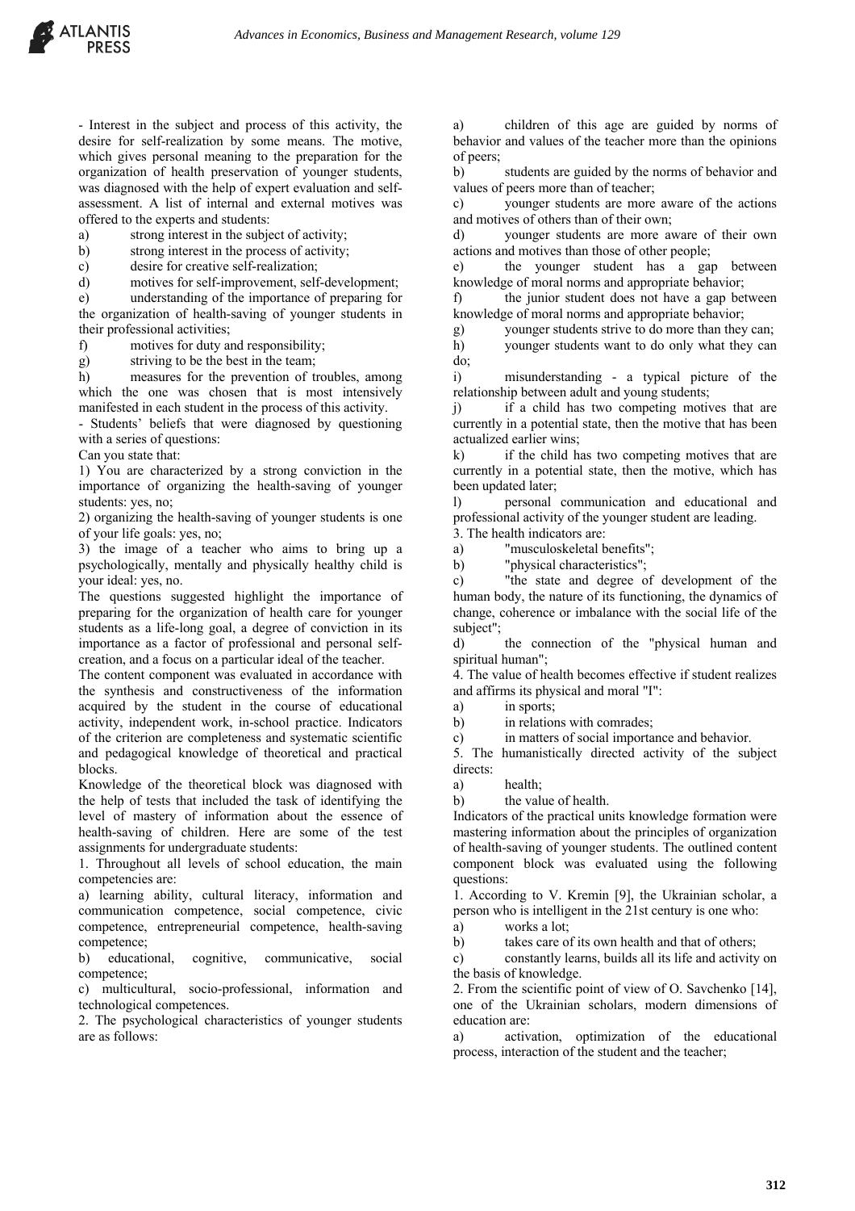- Interest in the subject and process of this activity, the desire for self-realization by some means. The motive, which gives personal meaning to the preparation for the organization of health preservation of younger students, was diagnosed with the help of expert evaluation and self-assessment. A list of internal and external motives was offered to the experts and students:

a) strong interest in the subject of activity;

b) strong interest in the process of activity;

c) desire for creative self-realization;

d) motives for self-improvement, self-development;

e) understanding of the importance of preparing for the organization of health-saving of younger students in their professional activities;

f) motives for duty and responsibility;

g) striving to be the best in the team;

h) measures for the prevention of troubles, among which the one was chosen that is most intensively manifested in each student in the process of this activity.

- Students' beliefs that were diagnosed by questioning with a series of questions:

Can you state that:

1) You are characterized by a strong conviction in the importance of organizing the health-saving of younger students: yes, no;

2) organizing the health-saving of younger students is one of your life goals: yes, no;

3) the image of a teacher who aims to bring up a psychologically, mentally and physically healthy child is your ideal: yes, no.

The questions suggested highlight the importance of preparing for the organization of health care for younger students as a life-long goal, a degree of conviction in its importance as a factor of professional and personal self-creation, and a focus on a particular ideal of the teacher.

The content component was evaluated in accordance with the synthesis and constructiveness of the information acquired by the student in the course of educational activity, independent work, in-school practice. Indicators of the criterion are completeness and systematic scientific and pedagogical knowledge of theoretical and practical blocks.

Knowledge of the theoretical block was diagnosed with the help of tests that included the task of identifying the level of mastery of information about the essence of health-saving of children. Here are some of the test assignments for undergraduate students:

1. Throughout all levels of school education, the main competencies are:

a) learning ability, cultural literacy, information and communication competence, social competence, civic competence, entrepreneurial competence, health-saving competence;

b) educational, cognitive, communicative, social competence;

c) multicultural, socio-professional, information and technological competences.

2. The psychological characteristics of younger students are as follows:

a) children of this age are guided by norms of behavior and values of the teacher more than the opinions of peers;

b) students are guided by the norms of behavior and values of peers more than of teacher;

c) younger students are more aware of the actions and motives of others than of their own;

d) younger students are more aware of their own actions and motives than those of other people;

e) the younger student has a gap between knowledge of moral norms and appropriate behavior;

f) the junior student does not have a gap between knowledge of moral norms and appropriate behavior;

g) younger students strive to do more than they can;

h) younger students want to do only what they can do;

i) misunderstanding - a typical picture of the relationship between adult and young students;

j) if a child has two competing motives that are currently in a potential state, then the motive that has been actualized earlier wins;

k) if the child has two competing motives that are currently in a potential state, then the motive, which has been updated later;

l) personal communication and educational and professional activity of the younger student are leading.

3. The health indicators are:

a) "musculoskeletal benefits";

b) "physical characteristics";

c) "the state and degree of development of the human body, the nature of its functioning, the dynamics of change, coherence or imbalance with the social life of the subject";

d) the connection of the "physical human and spiritual human";

4. The value of health becomes effective if student realizes and affirms its physical and moral "I":

a) in sports;

b) in relations with comrades;

c) in matters of social importance and behavior.

5. The humanistically directed activity of the subject directs:

a) health;

b) the value of health.

Indicators of the practical units knowledge formation were mastering information about the principles of organization of health-saving of younger students. The outlined content component block was evaluated using the following questions:

1. According to V. Kremin [9], the Ukrainian scholar, a person who is intelligent in the 21st century is one who:

a) works a lot;

b) takes care of its own health and that of others;

c) constantly learns, builds all its life and activity on the basis of knowledge.

2. From the scientific point of view of O. Savchenko [14], one of the Ukrainian scholars, modern dimensions of education are:

a) activation, optimization of the educational process, interaction of the student and the teacher;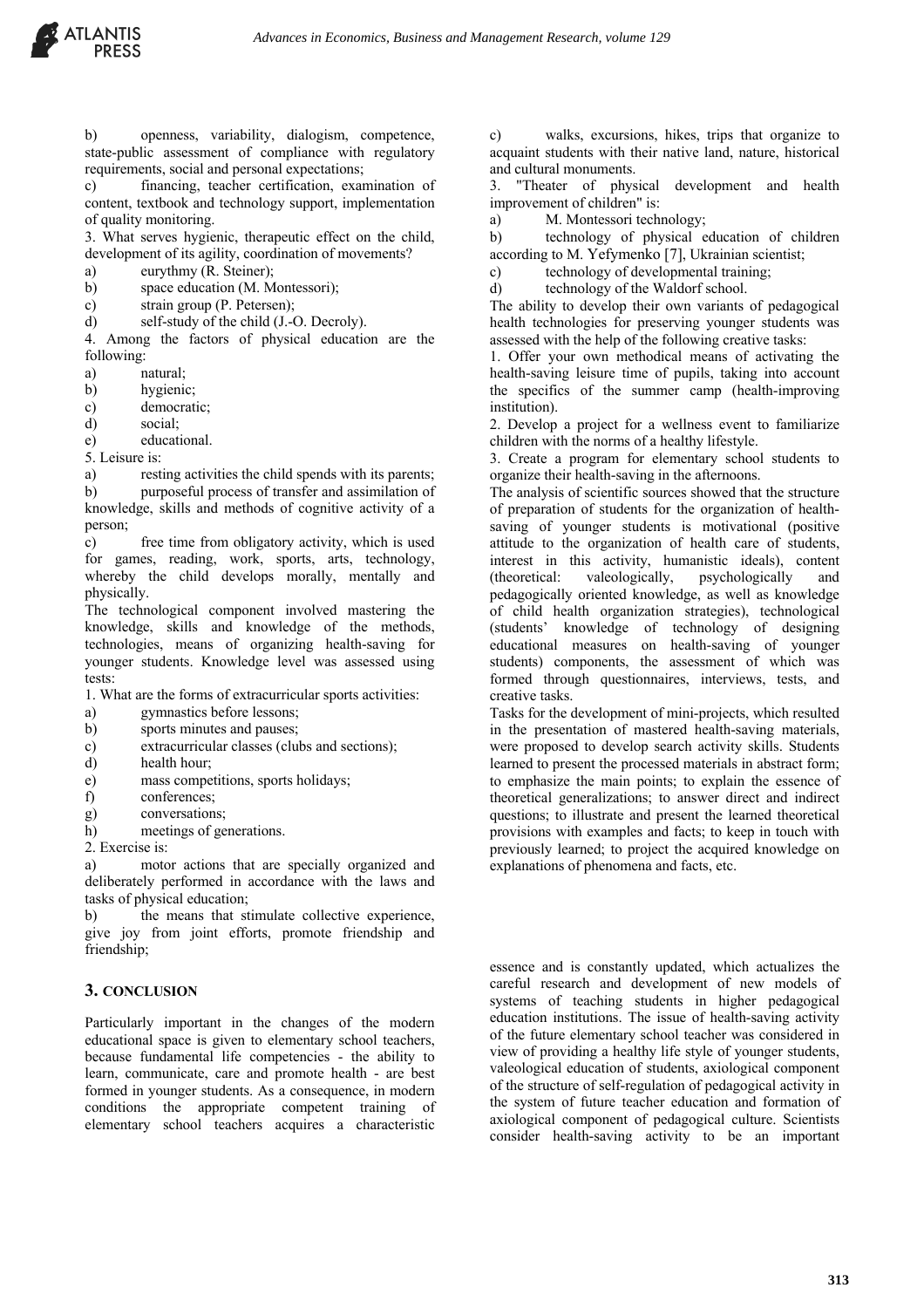b) openness, variability, dialogism, competence, state-public assessment of compliance with regulatory requirements, social and personal expectations;

c) financing, teacher certification, examination of content, textbook and technology support, implementation of quality monitoring.

3. What serves hygienic, therapeutic effect on the child, development of its agility, coordination of movements?

a) eurythmy (R. Steiner);

b) space education (M. Montessori);

c) strain group (P. Petersen);

d) self-study of the child (J.-O. Decroly).

4. Among the factors of physical education are the following:

a) natural;

b) hygienic;

c) democratic;

d) social;

e) educational.

5. Leisure is:

a) resting activities the child spends with its parents;

b) purposeful process of transfer and assimilation of knowledge, skills and methods of cognitive activity of a person;

c) free time from obligatory activity, which is used for games, reading, work, sports, arts, technology, whereby the child develops morally, mentally and physically.

The technological component involved mastering the knowledge, skills and knowledge of the methods, technologies, means of organizing health-saving for younger students. Knowledge level was assessed using tests:

1. What are the forms of extracurricular sports activities:

a) gymnastics before lessons;

b) sports minutes and pauses;

c) extracurricular classes (clubs and sections);

d) health hour;

e) mass competitions, sports holidays;

f) conferences;

g) conversations;

h) meetings of generations.

2. Exercise is:

a) motor actions that are specially organized and deliberately performed in accordance with the laws and tasks of physical education;

b) the means that stimulate collective experience, give joy from joint efforts, promote friendship and friendship;

c) walks, excursions, hikes, trips that organize to acquaint students with their native land, nature, historical and cultural monuments.

3. "Theater of physical development and health improvement of children" is:

a) M. Montessori technology;

b) technology of physical education of children according to M. Yefymenko [7], Ukrainian scientist;

c) technology of developmental training;

d) technology of the Waldorf school.

The ability to develop their own variants of pedagogical health technologies for preserving younger students was assessed with the help of the following creative tasks:

1. Offer your own methodical means of activating the health-saving leisure time of pupils, taking into account the specifics of the summer camp (health-improving institution).

2. Develop a project for a wellness event to familiarize children with the norms of a healthy lifestyle.

3. Create a program for elementary school students to organize their health-saving in the afternoons.

The analysis of scientific sources showed that the structure of preparation of students for the organization of health-saving of younger students is motivational (positive attitude to the organization of health care of students, interest in this activity, humanistic ideals), content (theoretical: valeologically, psychologically and pedagogically oriented knowledge, as well as knowledge of child health organization strategies), technological (students' knowledge of technology of designing educational measures on health-saving of younger students) components, the assessment of which was formed through questionnaires, interviews, tests, and creative tasks.

Tasks for the development of mini-projects, which resulted in the presentation of mastered health-saving materials, were proposed to develop search activity skills. Students learned to present the processed materials in abstract form; to emphasize the main points; to explain the essence of theoretical generalizations; to answer direct and indirect questions; to illustrate and present the learned theoretical provisions with examples and facts; to keep in touch with previously learned; to project the acquired knowledge on explanations of phenomena and facts, etc.

## 3. CONCLUSION

Particularly important in the changes of the modern educational space is given to elementary school teachers, because fundamental life competencies - the ability to learn, communicate, care and promote health - are best formed in younger students. As a consequence, in modern conditions the appropriate competent training of elementary school teachers acquires a characteristic essence and is constantly updated, which actualizes the careful research and development of new models of systems of teaching students in higher pedagogical education institutions. The issue of health-saving activity of the future elementary school teacher was considered in view of providing a healthy life style of younger students, valeological education of students, axiological component of the structure of self-regulation of pedagogical activity in the system of future teacher education and formation of axiological component of pedagogical culture. Scientists consider health-saving activity to be an important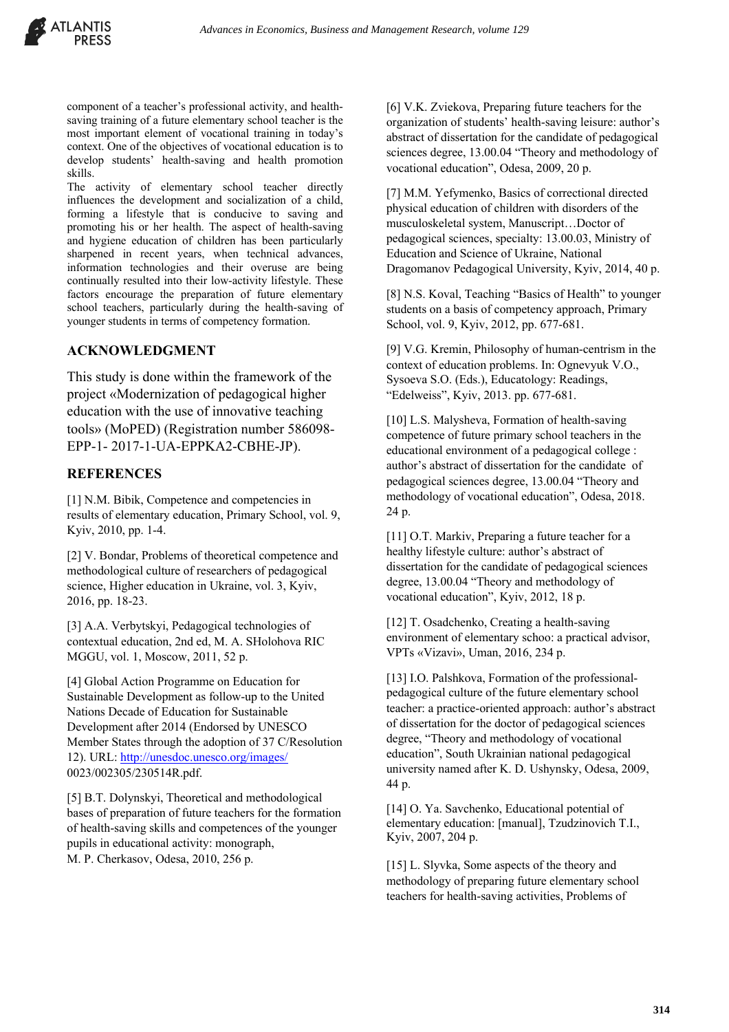component of a teacher's professional activity, and health-saving training of a future elementary school teacher is the most important element of vocational training in today's context. One of the objectives of vocational education is to develop students' health-saving and health promotion skills.

The activity of elementary school teacher directly influences the development and socialization of a child, forming a lifestyle that is conducive to saving and promoting his or her health. The aspect of health-saving and hygiene education of children has been particularly sharpened in recent years, when technical advances, information technologies and their overuse are being continually resulted into their low-activity lifestyle. These factors encourage the preparation of future elementary school teachers, particularly during the health-saving of younger students in terms of competency formation.

## ACKNOWLEDGMENT

This study is done within the framework of the project «Modernization of pedagogical higher education with the use of innovative teaching tools» (MoPED) (Registration number 586098-EPP-1- 2017-1-UA-EPPKA2-CBHE-JP).

## REFERENCES

[1] N.M. Bibik, Competence and competencies in results of elementary education, Primary School, vol. 9, Kyiv, 2010, pp. 1-4.

[2] V. Bondar, Problems of theoretical competence and methodological culture of researchers of pedagogical science, Higher education in Ukraine, vol. 3, Kyiv, 2016, pp. 18-23.

[3] A.A. Verbytskyi, Pedagogical technologies of contextual education, 2nd ed, M. A. SHolohova RIC MGGU, vol. 1, Moscow, 2011, 52 p.

[4] Global Action Programme on Education for Sustainable Development as follow-up to the United Nations Decade of Education for Sustainable Development after 2014 (Endorsed by UNESCO Member States through the adoption of 37 C/Resolution 12). URL: http://unesdoc.unesco.org/images/0023/002305/230514R.pdf.

[5] B.T. Dolynskyi, Theoretical and methodological bases of preparation of future teachers for the formation of health-saving skills and competences of the younger pupils in educational activity: monograph, M. P. Cherkasov, Odesa, 2010, 256 p.

[6] V.K. Zviekova, Preparing future teachers for the organization of students' health-saving leisure: author's abstract of dissertation for the candidate of pedagogical sciences degree, 13.00.04 "Theory and methodology of vocational education", Odesa, 2009, 20 p.

[7] M.M. Yefymenko, Basics of correctional directed physical education of children with disorders of the musculoskeletal system, Manuscript…Doctor of pedagogical sciences, specialty: 13.00.03, Ministry of Education and Science of Ukraine, National Dragomanov Pedagogical University, Kyiv, 2014, 40 p.

[8] N.S. Koval, Teaching "Basics of Health" to younger students on a basis of competency approach, Primary School, vol. 9, Kyiv, 2012, pp. 677-681.

[9] V.G. Kremin, Philosophy of human-centrism in the context of education problems. In: Ognevyuk V.O., Sysoeva S.O. (Eds.), Educatology: Readings, "Edelweiss", Kyiv, 2013. pp. 677-681.

[10] L.S. Malysheva, Formation of health-saving competence of future primary school teachers in the educational environment of a pedagogical college : author's abstract of dissertation for the candidate of pedagogical sciences degree, 13.00.04 "Theory and methodology of vocational education", Odesa, 2018. 24 p.

[11] O.T. Markiv, Preparing a future teacher for a healthy lifestyle culture: author's abstract of dissertation for the candidate of pedagogical sciences degree, 13.00.04 "Theory and methodology of vocational education", Kyiv, 2012, 18 p.

[12] T. Osadchenko, Creating a health-saving environment of elementary schoo: a practical advisor, VPTs «Vizavi», Uman, 2016, 234 p.

[13] I.O. Palshkova, Formation of the professional-pedagogical culture of the future elementary school teacher: a practice-oriented approach: author's abstract of dissertation for the doctor of pedagogical sciences degree, "Theory and methodology of vocational education", South Ukrainian national pedagogical university named after K. D. Ushynsky, Odesa, 2009, 44 p.

[14] O. Ya. Savchenko, Educational potential of elementary education: [manual], Tzudzinovich T.I., Kyiv, 2007, 204 p.

[15] L. Slyvka, Some aspects of the theory and methodology of preparing future elementary school teachers for health-saving activities, Problems of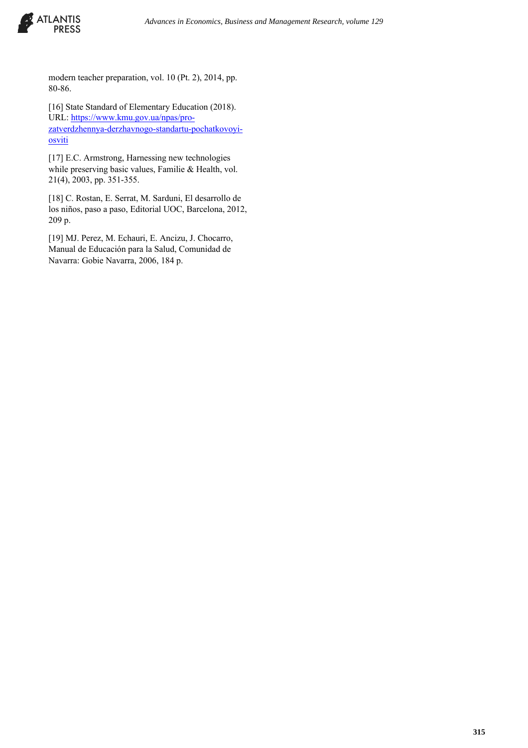modern teacher preparation, vol. 10 (Pt. 2), 2014, pp. 80-86.

[16] State Standard of Elementary Education (2018). URL: https://www.kmu.gov.ua/npas/pro-zatverdzhennya-derzhavnogo-standartu-pochatkovoyi-osviti

[17] E.C. Armstrong, Harnessing new technologies while preserving basic values, Familie & Health, vol. 21(4), 2003, pp. 351-355.

[18] C. Rostan, E. Serrat, M. Sarduni, El desarrollo de los niños, paso a paso, Editorial UOC, Barcelona, 2012, 209 p.

[19] MJ. Perez, M. Echauri, E. Ancizu, J. Chocarro, Manual de Educación para la Salud, Comunidad de Navarra: Gobie Navarra, 2006, 184 p.